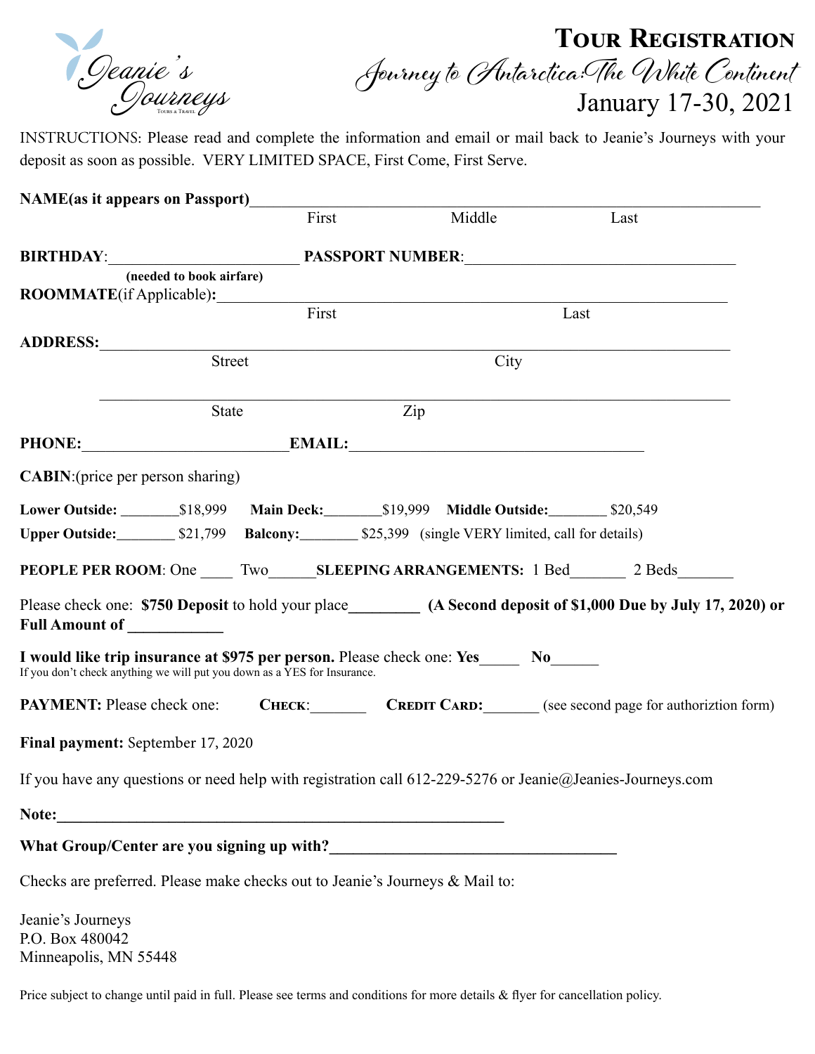Jeanie's Journeys
Tours & Travel

# Tour Registration

## *Journey to Antarctica: The White Continent*

## January 17-30, 2021

INSTRUCTIONS: Please read and complete the information and email or mail back to Jeanie's Journeys with your deposit as soon as possible. VERY LIMITED SPACE, First Come, First Serve.

**NAME(as it appears on Passport)**______________________________________________
First Middle Last

**BIRTHDAY**:______________________ **PASSPORT NUMBER**:______________________________
**(needed to book airfare)**

**ROOMMATE**(if Applicable)**:**_________________________________________________
First Last

**ADDRESS:**__________________________________________________________________
Street City

_____________________________________________________________________________
State Zip

**PHONE:**________________________**EMAIL:**___________________________________

**CABIN**:(price per person sharing)

**Lower Outside:** ________$18,999 **Main Deck:**________$19,999 **Middle Outside:**________ $20,549
**Upper Outside:**________ $21,799 **Balcony:**________ $25,399 (single VERY limited, call for details)

**PEOPLE PER ROOM**: One ____ Two______**SLEEPING ARRANGEMENTS:** 1 Bed_______ 2 Beds_______

Please check one: **$750 Deposit** to hold your place_________ **(A Second deposit of $1,000 Due by July 17, 2020) or Full Amount of ____________**

**I would like trip insurance at $975 per person.** Please check one: **Yes**_____ **No**______
If you don't check anything we will put you down as a YES for Insurance.

**PAYMENT:** Please check one: **CHECK**:_______ **CREDIT CARD:**_______ (see second page for authoriztion form)

**Final payment:** September 17, 2020

If you have any questions or need help with registration call 612-229-5276 or Jeanie@Jeanies-Journeys.com

**Note:**______________________________________________________________

**What Group/Center are you signing up with?**____________________________________

Checks are preferred. Please make checks out to Jeanie's Journeys & Mail to:

Jeanie's Journeys
P.O. Box 480042
Minneapolis, MN 55448

Price subject to change until paid in full. Please see terms and conditions for more details & flyer for cancellation policy.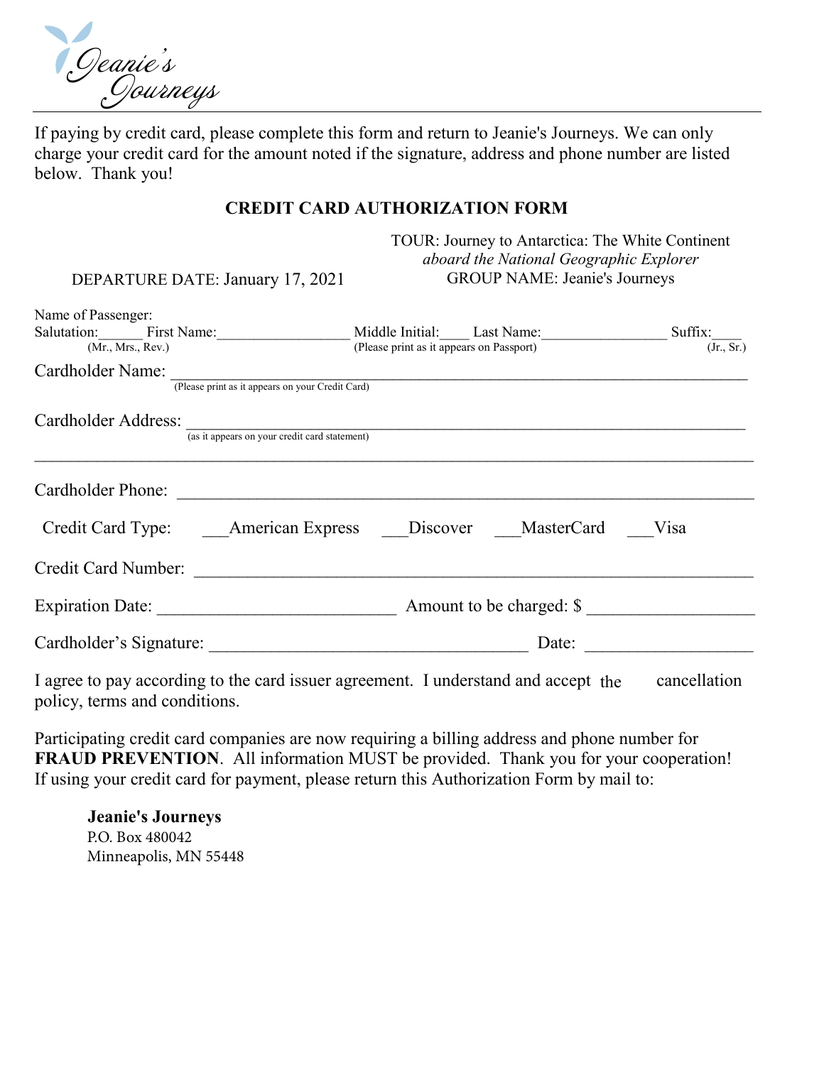Jeanie's Journeys

If paying by credit card, please complete this form and return to Jeanie's Journeys. We can only charge your credit card for the amount noted if the signature, address and phone number are listed below. Thank you!

## CREDIT CARD AUTHORIZATION FORM

TOUR: Journey to Antarctica: The White Continent
*aboard the National Geographic Explorer*
GROUP NAME: Jeanie's Journeys

DEPARTURE DATE: January 17, 2021

Name of Passenger:
Salutation:______ First Name:_________________ Middle Initial:____ Last Name:________________ Suffix:____
(Mr., Mrs., Rev.) (Please print as it appears on Passport) (Jr., Sr.)

Cardholder Name: ______________________________________________________________________
(Please print as it appears on your Credit Card)

Cardholder Address: ____________________________________________________________________
(as it appears on your credit card statement)
______________________________________________________________________________________

Cardholder Phone: ______________________________________________________________________

Credit Card Type: ___American Express ___Discover ___MasterCard ___Visa

Credit Card Number: ____________________________________________________________________

Expiration Date: ___________________________ Amount to be charged: $ ___________________

Cardholder's Signature: ____________________________________ Date: ___________________

I agree to pay according to the card issuer agreement. I understand and accept the cancellation policy, terms and conditions.

Participating credit card companies are now requiring a billing address and phone number for **FRAUD PREVENTION**. All information MUST be provided. Thank you for your cooperation! If using your credit card for payment, please return this Authorization Form by mail to:

**Jeanie's Journeys**
P.O. Box 480042
Minneapolis, MN 55448